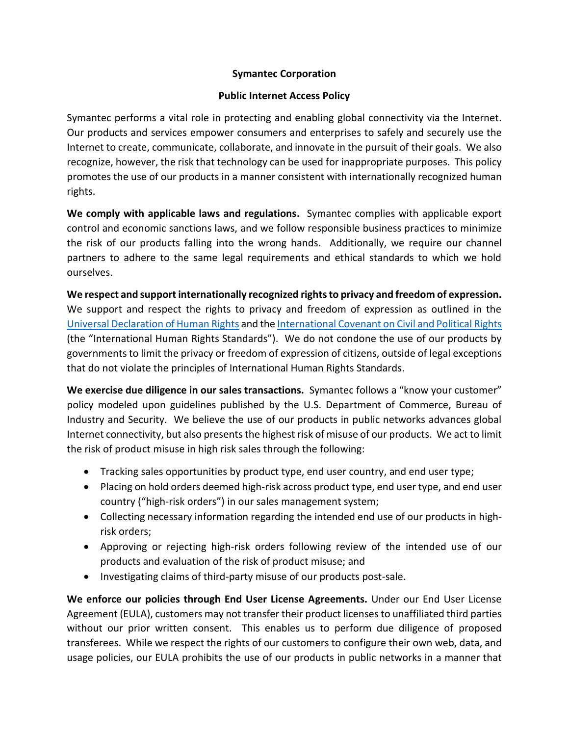**Symantec Corporation**

**Public Internet Access Policy**

Symantec performs a vital role in protecting and enabling global connectivity via the Internet. Our products and services empower consumers and enterprises to safely and securely use the Internet to create, communicate, collaborate, and innovate in the pursuit of their goals. We also recognize, however, the risk that technology can be used for inappropriate purposes. This policy promotes the use of our products in a manner consistent with internationally recognized human rights.

**We comply with applicable laws and regulations.** Symantec complies with applicable export control and economic sanctions laws, and we follow responsible business practices to minimize the risk of our products falling into the wrong hands. Additionally, we require our channel partners to adhere to the same legal requirements and ethical standards to which we hold ourselves.

**We respect and support internationally recognized rights to privacy and freedom of expression.** We support and respect the rights to privacy and freedom of expression as outlined in the Universal Declaration of Human Rights and the International Covenant on Civil and Political Rights (the "International Human Rights Standards"). We do not condone the use of our products by governments to limit the privacy or freedom of expression of citizens, outside of legal exceptions that do not violate the principles of International Human Rights Standards.

**We exercise due diligence in our sales transactions.** Symantec follows a "know your customer" policy modeled upon guidelines published by the U.S. Department of Commerce, Bureau of Industry and Security. We believe the use of our products in public networks advances global Internet connectivity, but also presents the highest risk of misuse of our products. We act to limit the risk of product misuse in high risk sales through the following:

- Tracking sales opportunities by product type, end user country, and end user type;
- Placing on hold orders deemed high-risk across product type, end user type, and end user country ("high-risk orders") in our sales management system;
- Collecting necessary information regarding the intended end use of our products in high-risk orders;
- Approving or rejecting high-risk orders following review of the intended use of our products and evaluation of the risk of product misuse; and
- Investigating claims of third-party misuse of our products post-sale.

**We enforce our policies through End User License Agreements.** Under our End User License Agreement (EULA), customers may not transfer their product licenses to unaffiliated third parties without our prior written consent. This enables us to perform due diligence of proposed transferees. While we respect the rights of our customers to configure their own web, data, and usage policies, our EULA prohibits the use of our products in public networks in a manner that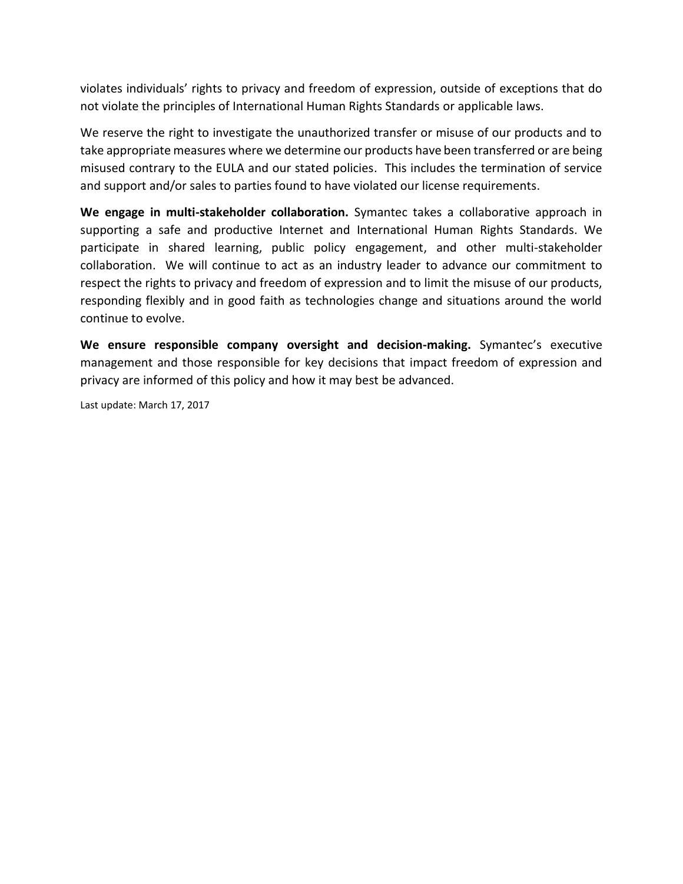violates individuals' rights to privacy and freedom of expression, outside of exceptions that do not violate the principles of International Human Rights Standards or applicable laws.

We reserve the right to investigate the unauthorized transfer or misuse of our products and to take appropriate measures where we determine our products have been transferred or are being misused contrary to the EULA and our stated policies. This includes the termination of service and support and/or sales to parties found to have violated our license requirements.

**We engage in multi-stakeholder collaboration.** Symantec takes a collaborative approach in supporting a safe and productive Internet and International Human Rights Standards. We participate in shared learning, public policy engagement, and other multi-stakeholder collaboration. We will continue to act as an industry leader to advance our commitment to respect the rights to privacy and freedom of expression and to limit the misuse of our products, responding flexibly and in good faith as technologies change and situations around the world continue to evolve.

**We ensure responsible company oversight and decision-making.** Symantec's executive management and those responsible for key decisions that impact freedom of expression and privacy are informed of this policy and how it may best be advanced.

Last update: March 17, 2017